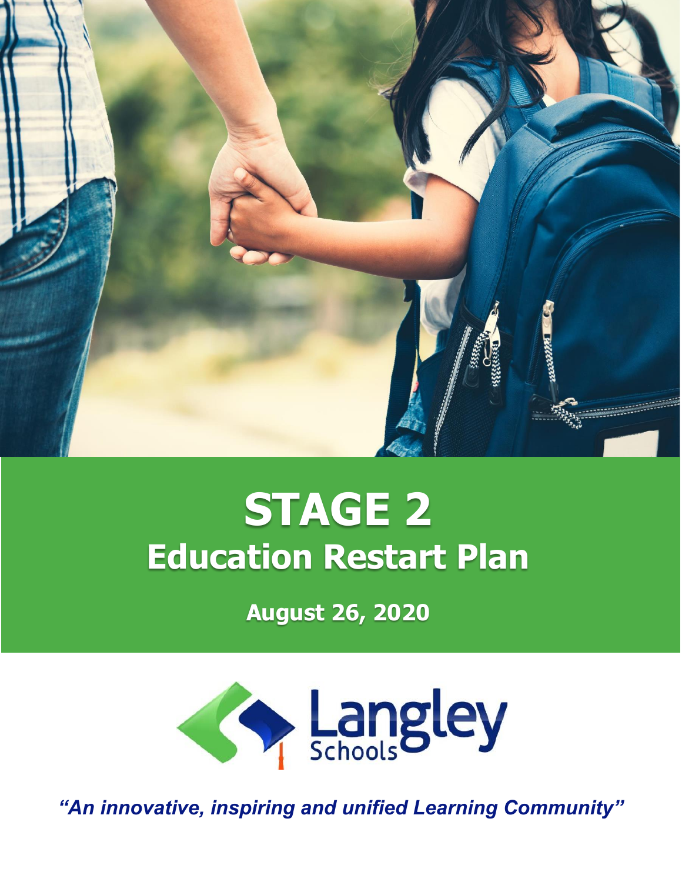# STAGE 2
## Education Restart Plan

**August 26, 2020**

Langley Schools

*"An innovative, inspiring and unified Learning Community"*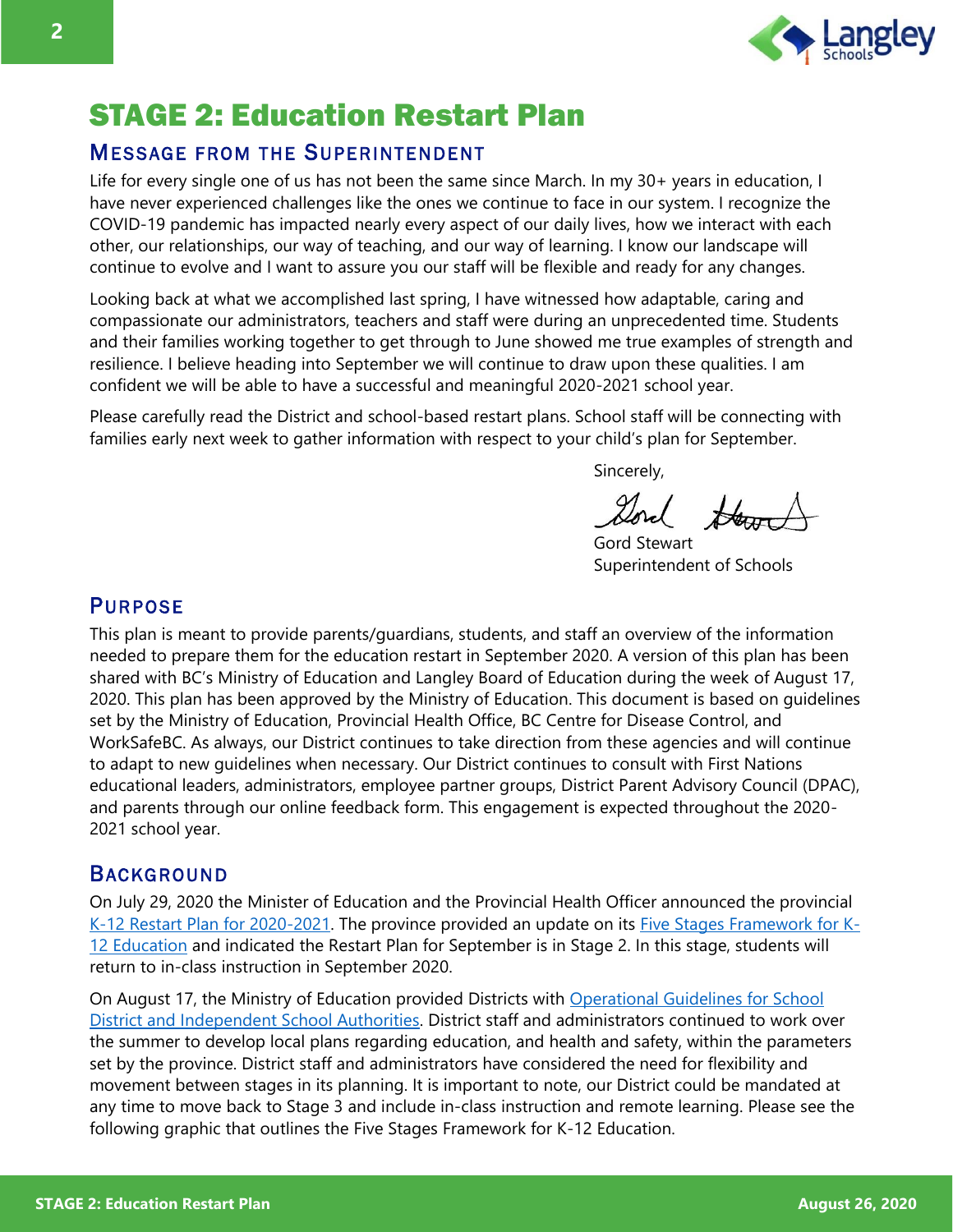# STAGE 2: Education Restart Plan

## Message from the Superintendent

Life for every single one of us has not been the same since March. In my 30+ years in education, I have never experienced challenges like the ones we continue to face in our system. I recognize the COVID-19 pandemic has impacted nearly every aspect of our daily lives, how we interact with each other, our relationships, our way of teaching, and our way of learning. I know our landscape will continue to evolve and I want to assure you our staff will be flexible and ready for any changes.

Looking back at what we accomplished last spring, I have witnessed how adaptable, caring and compassionate our administrators, teachers and staff were during an unprecedented time. Students and their families working together to get through to June showed me true examples of strength and resilience. I believe heading into September we will continue to draw upon these qualities. I am confident we will be able to have a successful and meaningful 2020-2021 school year.

Please carefully read the District and school-based restart plans. School staff will be connecting with families early next week to gather information with respect to your child's plan for September.

Sincerely,

Gord Stewart
Superintendent of Schools

## Purpose

This plan is meant to provide parents/guardians, students, and staff an overview of the information needed to prepare them for the education restart in September 2020. A version of this plan has been shared with BC's Ministry of Education and Langley Board of Education during the week of August 17, 2020. This plan has been approved by the Ministry of Education. This document is based on guidelines set by the Ministry of Education, Provincial Health Office, BC Centre for Disease Control, and WorkSafeBC. As always, our District continues to take direction from these agencies and will continue to adapt to new guidelines when necessary. Our District continues to consult with First Nations educational leaders, administrators, employee partner groups, District Parent Advisory Council (DPAC), and parents through our online feedback form. This engagement is expected throughout the 2020-2021 school year.

## Background

On July 29, 2020 the Minister of Education and the Provincial Health Officer announced the provincial K-12 Restart Plan for 2020-2021. The province provided an update on its Five Stages Framework for K-12 Education and indicated the Restart Plan for September is in Stage 2. In this stage, students will return to in-class instruction in September 2020.

On August 17, the Ministry of Education provided Districts with Operational Guidelines for School District and Independent School Authorities. District staff and administrators continued to work over the summer to develop local plans regarding education, and health and safety, within the parameters set by the province. District staff and administrators have considered the need for flexibility and movement between stages in its planning. It is important to note, our District could be mandated at any time to move back to Stage 3 and include in-class instruction and remote learning. Please see the following graphic that outlines the Five Stages Framework for K-12 Education.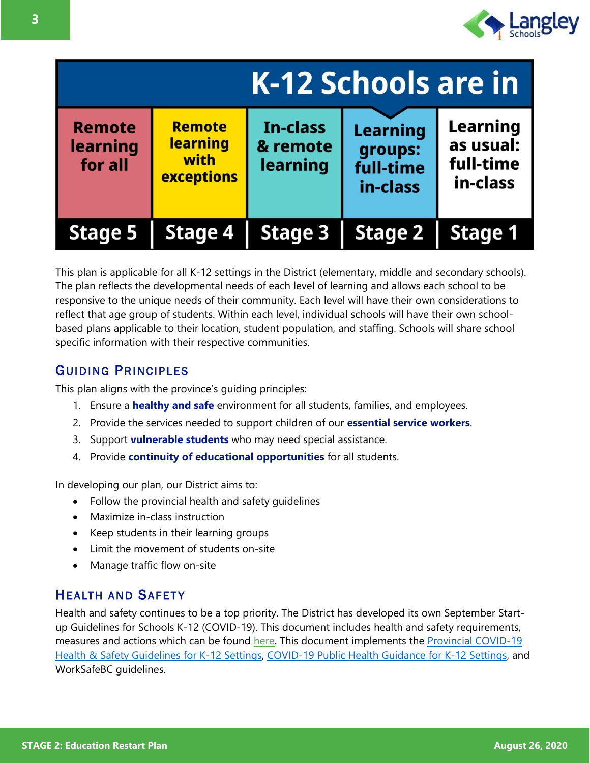## K-12 Schools are in

| Stage 5 | Stage 4 | Stage 3 | Stage 2 | Stage 1 |
|---|---|---|---|---|
| Remote learning for all | Remote learning with exceptions | In-class & remote learning | Learning groups: full-time in-class | Learning as usual: full-time in-class |

This plan is applicable for all K-12 settings in the District (elementary, middle and secondary schools). The plan reflects the developmental needs of each level of learning and allows each school to be responsive to the unique needs of their community. Each level will have their own considerations to reflect that age group of students. Within each level, individual schools will have their own school-based plans applicable to their location, student population, and staffing. Schools will share school specific information with their respective communities.

## Guiding Principles

This plan aligns with the province's guiding principles:

1. Ensure a **healthy and safe** environment for all students, families, and employees.
2. Provide the services needed to support children of our **essential service workers**.
3. Support **vulnerable students** who may need special assistance.
4. Provide **continuity of educational opportunities** for all students.

In developing our plan, our District aims to:

- Follow the provincial health and safety guidelines
- Maximize in-class instruction
- Keep students in their learning groups
- Limit the movement of students on-site
- Manage traffic flow on-site

## Health and Safety

Health and safety continues to be a top priority. The District has developed its own September Start-up Guidelines for Schools K-12 (COVID-19). This document includes health and safety requirements, measures and actions which can be found here. This document implements the Provincial COVID-19 Health & Safety Guidelines for K-12 Settings, COVID-19 Public Health Guidance for K-12 Settings, and WorkSafeBC guidelines.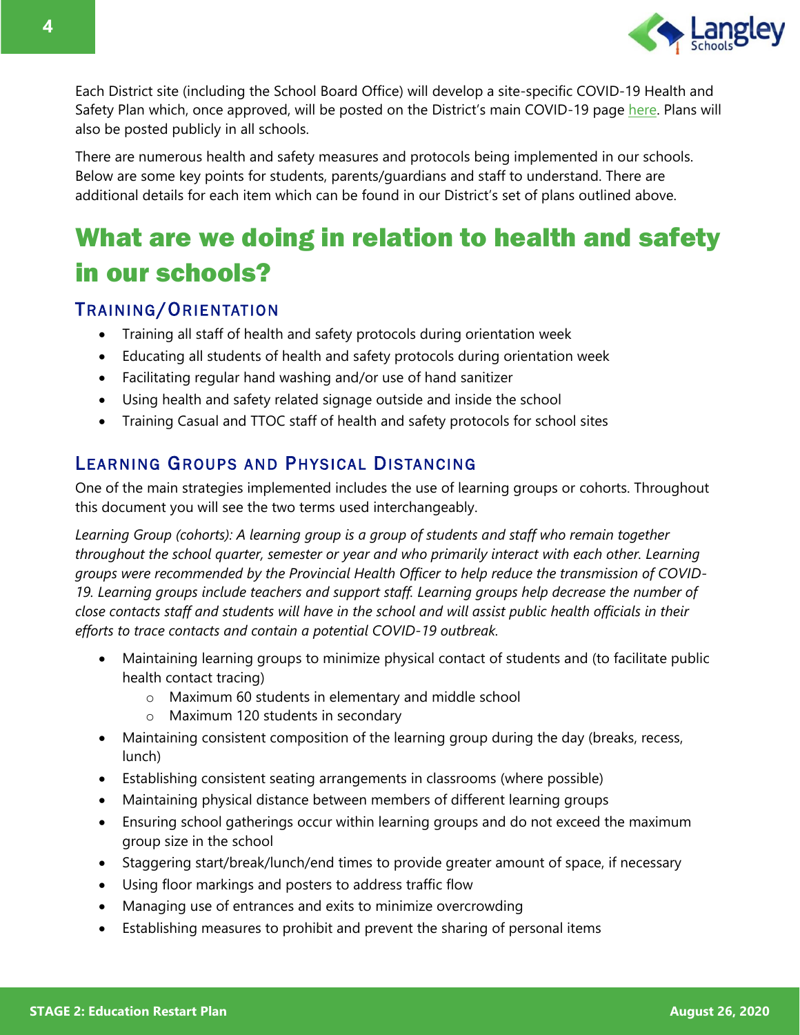Each District site (including the School Board Office) will develop a site-specific COVID-19 Health and Safety Plan which, once approved, will be posted on the District's main COVID-19 page here. Plans will also be posted publicly in all schools.

There are numerous health and safety measures and protocols being implemented in our schools. Below are some key points for students, parents/guardians and staff to understand. There are additional details for each item which can be found in our District's set of plans outlined above.

# What are we doing in relation to health and safety in our schools?

## Training/Orientation

- Training all staff of health and safety protocols during orientation week
- Educating all students of health and safety protocols during orientation week
- Facilitating regular hand washing and/or use of hand sanitizer
- Using health and safety related signage outside and inside the school
- Training Casual and TTOC staff of health and safety protocols for school sites

## Learning Groups and Physical Distancing

One of the main strategies implemented includes the use of learning groups or cohorts. Throughout this document you will see the two terms used interchangeably.

*Learning Group (cohorts): A learning group is a group of students and staff who remain together throughout the school quarter, semester or year and who primarily interact with each other. Learning groups were recommended by the Provincial Health Officer to help reduce the transmission of COVID-19. Learning groups include teachers and support staff. Learning groups help decrease the number of close contacts staff and students will have in the school and will assist public health officials in their efforts to trace contacts and contain a potential COVID-19 outbreak.*

- Maintaining learning groups to minimize physical contact of students and (to facilitate public health contact tracing)
  - Maximum 60 students in elementary and middle school
  - Maximum 120 students in secondary
- Maintaining consistent composition of the learning group during the day (breaks, recess, lunch)
- Establishing consistent seating arrangements in classrooms (where possible)
- Maintaining physical distance between members of different learning groups
- Ensuring school gatherings occur within learning groups and do not exceed the maximum group size in the school
- Staggering start/break/lunch/end times to provide greater amount of space, if necessary
- Using floor markings and posters to address traffic flow
- Managing use of entrances and exits to minimize overcrowding
- Establishing measures to prohibit and prevent the sharing of personal items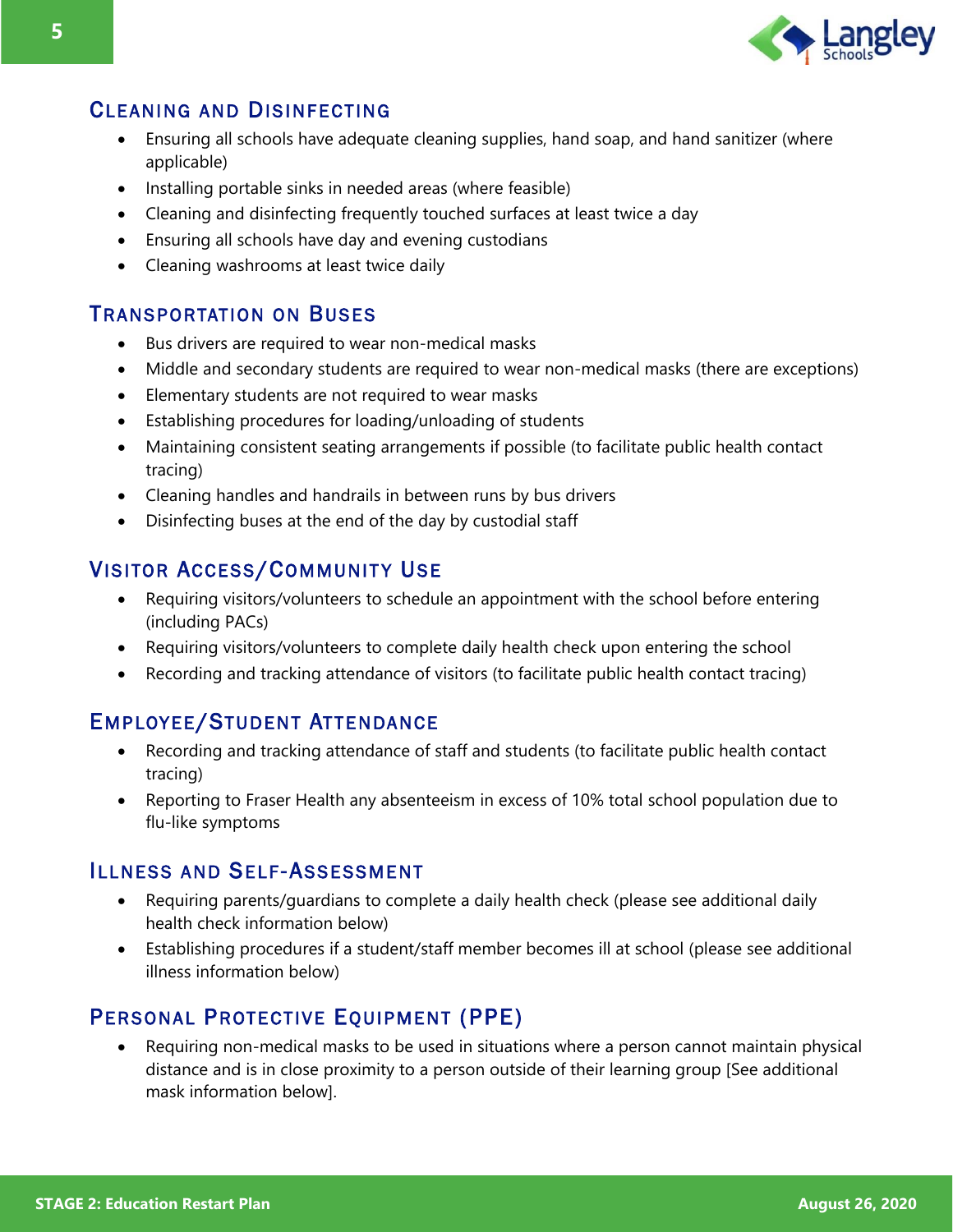## Cleaning and Disinfecting

- Ensuring all schools have adequate cleaning supplies, hand soap, and hand sanitizer (where applicable)
- Installing portable sinks in needed areas (where feasible)
- Cleaning and disinfecting frequently touched surfaces at least twice a day
- Ensuring all schools have day and evening custodians
- Cleaning washrooms at least twice daily

## Transportation on Buses

- Bus drivers are required to wear non-medical masks
- Middle and secondary students are required to wear non-medical masks (there are exceptions)
- Elementary students are not required to wear masks
- Establishing procedures for loading/unloading of students
- Maintaining consistent seating arrangements if possible (to facilitate public health contact tracing)
- Cleaning handles and handrails in between runs by bus drivers
- Disinfecting buses at the end of the day by custodial staff

## Visitor Access/Community Use

- Requiring visitors/volunteers to schedule an appointment with the school before entering (including PACs)
- Requiring visitors/volunteers to complete daily health check upon entering the school
- Recording and tracking attendance of visitors (to facilitate public health contact tracing)

## Employee/Student Attendance

- Recording and tracking attendance of staff and students (to facilitate public health contact tracing)
- Reporting to Fraser Health any absenteeism in excess of 10% total school population due to flu-like symptoms

## Illness and Self-Assessment

- Requiring parents/guardians to complete a daily health check (please see additional daily health check information below)
- Establishing procedures if a student/staff member becomes ill at school (please see additional illness information below)

## Personal Protective Equipment (PPE)

- Requiring non-medical masks to be used in situations where a person cannot maintain physical distance and is in close proximity to a person outside of their learning group [See additional mask information below].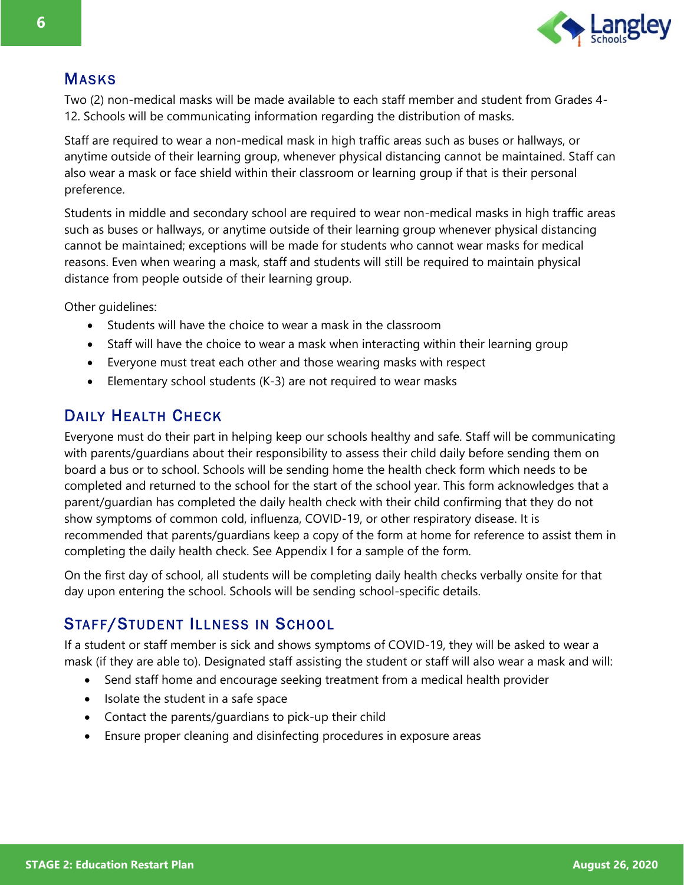## Masks

Two (2) non-medical masks will be made available to each staff member and student from Grades 4-12. Schools will be communicating information regarding the distribution of masks.

Staff are required to wear a non-medical mask in high traffic areas such as buses or hallways, or anytime outside of their learning group, whenever physical distancing cannot be maintained. Staff can also wear a mask or face shield within their classroom or learning group if that is their personal preference.

Students in middle and secondary school are required to wear non-medical masks in high traffic areas such as buses or hallways, or anytime outside of their learning group whenever physical distancing cannot be maintained; exceptions will be made for students who cannot wear masks for medical reasons. Even when wearing a mask, staff and students will still be required to maintain physical distance from people outside of their learning group.

Other guidelines:

- Students will have the choice to wear a mask in the classroom
- Staff will have the choice to wear a mask when interacting within their learning group
- Everyone must treat each other and those wearing masks with respect
- Elementary school students (K-3) are not required to wear masks

## Daily Health Check

Everyone must do their part in helping keep our schools healthy and safe. Staff will be communicating with parents/guardians about their responsibility to assess their child daily before sending them on board a bus or to school. Schools will be sending home the health check form which needs to be completed and returned to the school for the start of the school year. This form acknowledges that a parent/guardian has completed the daily health check with their child confirming that they do not show symptoms of common cold, influenza, COVID-19, or other respiratory disease. It is recommended that parents/guardians keep a copy of the form at home for reference to assist them in completing the daily health check. See Appendix I for a sample of the form.

On the first day of school, all students will be completing daily health checks verbally onsite for that day upon entering the school. Schools will be sending school-specific details.

## Staff/Student Illness in School

If a student or staff member is sick and shows symptoms of COVID-19, they will be asked to wear a mask (if they are able to). Designated staff assisting the student or staff will also wear a mask and will:

- Send staff home and encourage seeking treatment from a medical health provider
- Isolate the student in a safe space
- Contact the parents/guardians to pick-up their child
- Ensure proper cleaning and disinfecting procedures in exposure areas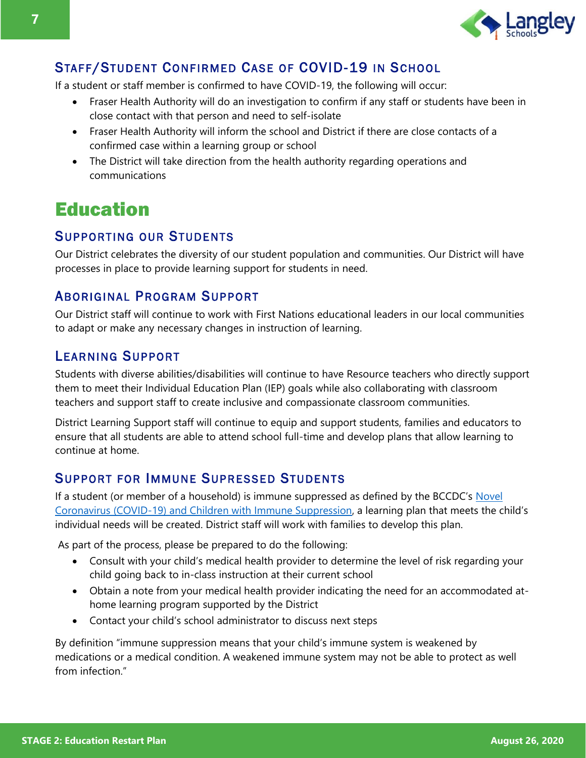### Staff/Student Confirmed Case of COVID-19 in School

If a student or staff member is confirmed to have COVID-19, the following will occur:

- Fraser Health Authority will do an investigation to confirm if any staff or students have been in close contact with that person and need to self-isolate
- Fraser Health Authority will inform the school and District if there are close contacts of a confirmed case within a learning group or school
- The District will take direction from the health authority regarding operations and communications

# Education

### Supporting our Students

Our District celebrates the diversity of our student population and communities. Our District will have processes in place to provide learning support for students in need.

### Aboriginal Program Support

Our District staff will continue to work with First Nations educational leaders in our local communities to adapt or make any necessary changes in instruction of learning.

### Learning Support

Students with diverse abilities/disabilities will continue to have Resource teachers who directly support them to meet their Individual Education Plan (IEP) goals while also collaborating with classroom teachers and support staff to create inclusive and compassionate classroom communities.

District Learning Support staff will continue to equip and support students, families and educators to ensure that all students are able to attend school full-time and develop plans that allow learning to continue at home.

### Support for Immune Supressed Students

If a student (or member of a household) is immune suppressed as defined by the BCCDC's Novel Coronavirus (COVID-19) and Children with Immune Suppression, a learning plan that meets the child's individual needs will be created. District staff will work with families to develop this plan.

As part of the process, please be prepared to do the following:

- Consult with your child's medical health provider to determine the level of risk regarding your child going back to in-class instruction at their current school
- Obtain a note from your medical health provider indicating the need for an accommodated at-home learning program supported by the District
- Contact your child's school administrator to discuss next steps

By definition "immune suppression means that your child's immune system is weakened by medications or a medical condition. A weakened immune system may not be able to protect as well from infection."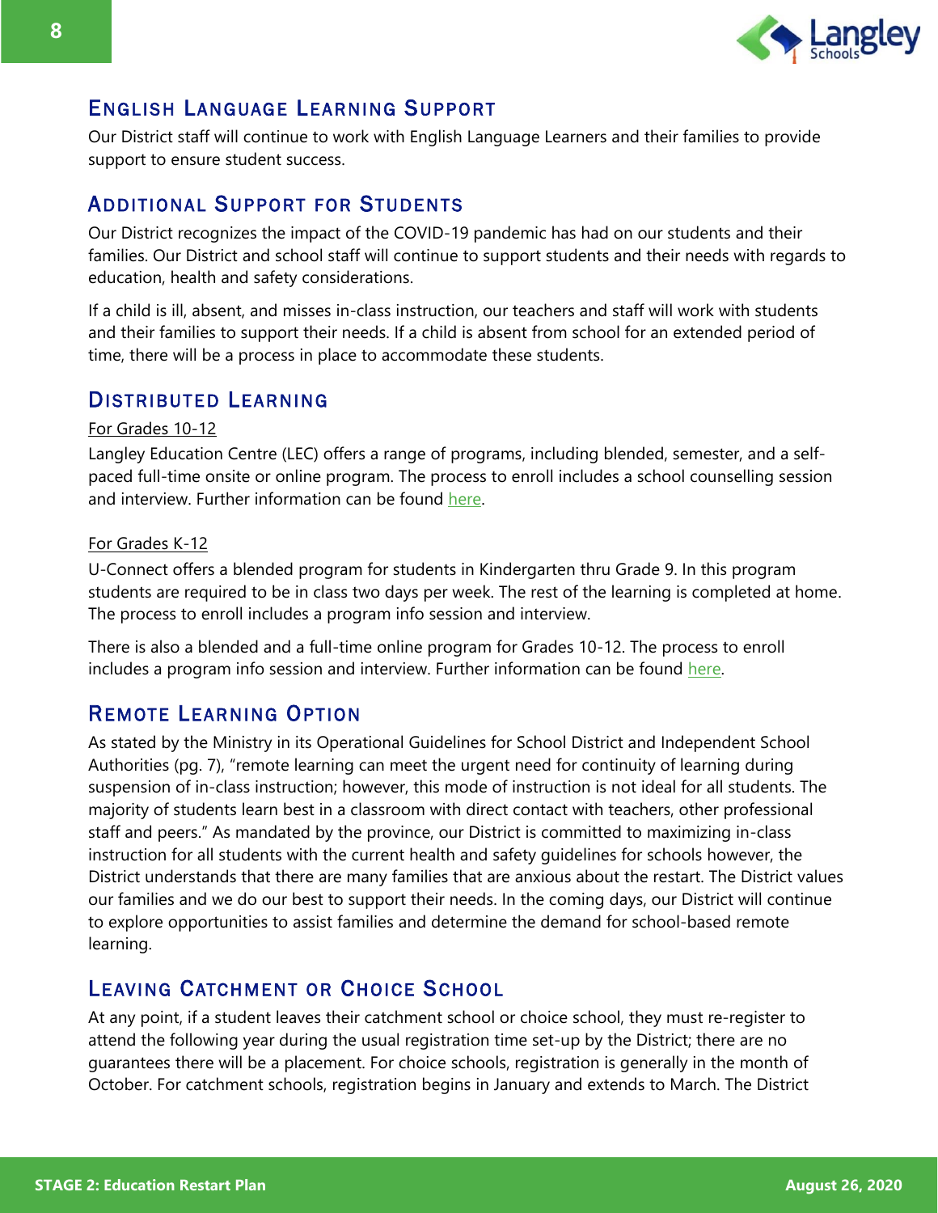## English Language Learning Support

Our District staff will continue to work with English Language Learners and their families to provide support to ensure student success.

## Additional Support for Students

Our District recognizes the impact of the COVID-19 pandemic has had on our students and their families. Our District and school staff will continue to support students and their needs with regards to education, health and safety considerations.

If a child is ill, absent, and misses in-class instruction, our teachers and staff will work with students and their families to support their needs. If a child is absent from school for an extended period of time, there will be a process in place to accommodate these students.

## Distributed Learning

For Grades 10-12

Langley Education Centre (LEC) offers a range of programs, including blended, semester, and a self-paced full-time onsite or online program. The process to enroll includes a school counselling session and interview. Further information can be found here.

For Grades K-12

U-Connect offers a blended program for students in Kindergarten thru Grade 9. In this program students are required to be in class two days per week. The rest of the learning is completed at home. The process to enroll includes a program info session and interview.

There is also a blended and a full-time online program for Grades 10-12. The process to enroll includes a program info session and interview. Further information can be found here.

## Remote Learning Option

As stated by the Ministry in its Operational Guidelines for School District and Independent School Authorities (pg. 7), "remote learning can meet the urgent need for continuity of learning during suspension of in-class instruction; however, this mode of instruction is not ideal for all students. The majority of students learn best in a classroom with direct contact with teachers, other professional staff and peers." As mandated by the province, our District is committed to maximizing in-class instruction for all students with the current health and safety guidelines for schools however, the District understands that there are many families that are anxious about the restart. The District values our families and we do our best to support their needs. In the coming days, our District will continue to explore opportunities to assist families and determine the demand for school-based remote learning.

## Leaving Catchment or Choice School

At any point, if a student leaves their catchment school or choice school, they must re-register to attend the following year during the usual registration time set-up by the District; there are no guarantees there will be a placement. For choice schools, registration is generally in the month of October. For catchment schools, registration begins in January and extends to March. The District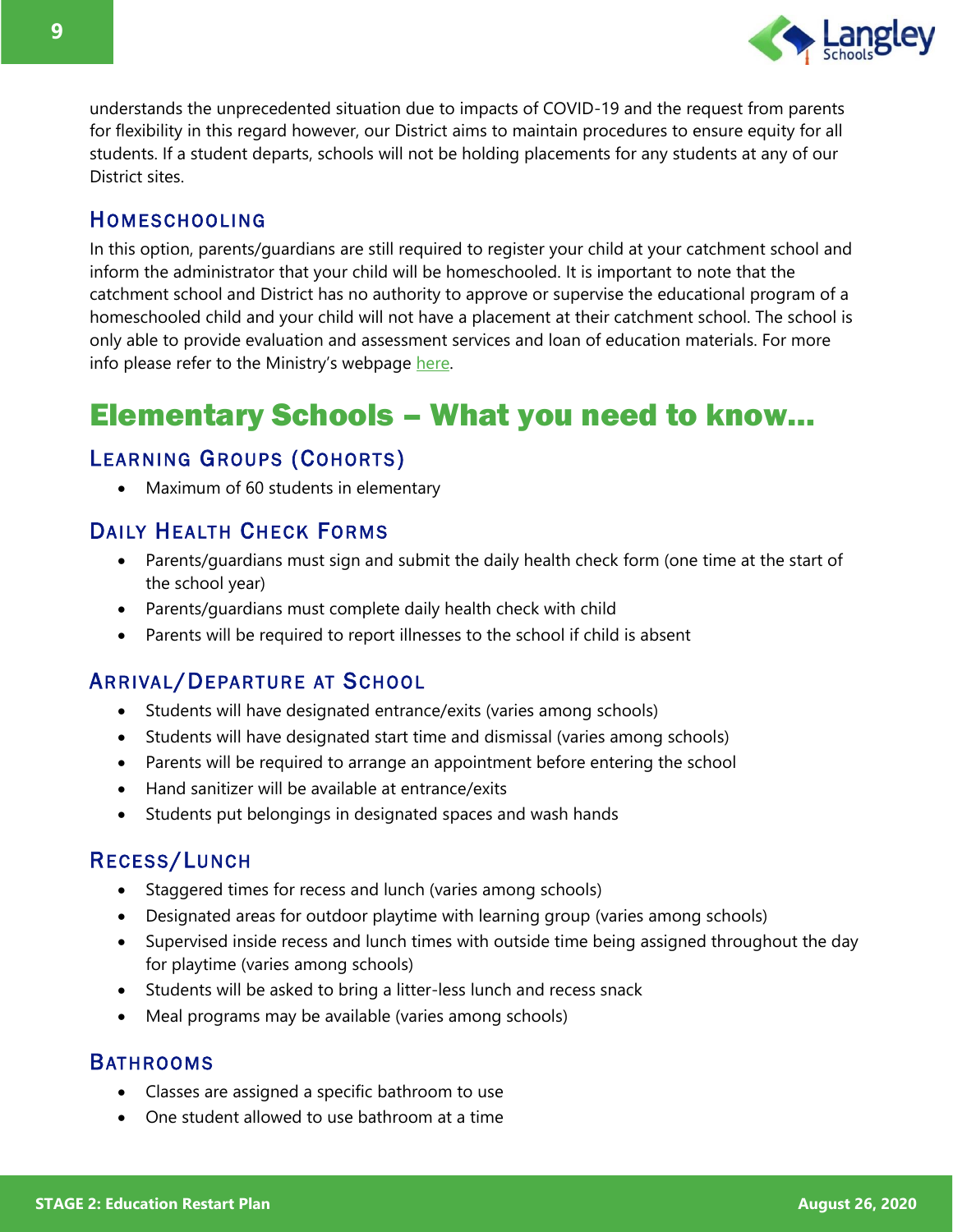understands the unprecedented situation due to impacts of COVID-19 and the request from parents for flexibility in this regard however, our District aims to maintain procedures to ensure equity for all students. If a student departs, schools will not be holding placements for any students at any of our District sites.

### Homeschooling

In this option, parents/guardians are still required to register your child at your catchment school and inform the administrator that your child will be homeschooled. It is important to note that the catchment school and District has no authority to approve or supervise the educational program of a homeschooled child and your child will not have a placement at their catchment school. The school is only able to provide evaluation and assessment services and loan of education materials. For more info please refer to the Ministry's webpage here.

## Elementary Schools – What you need to know…

### Learning Groups (Cohorts)

- Maximum of 60 students in elementary

### Daily Health Check Forms

- Parents/guardians must sign and submit the daily health check form (one time at the start of the school year)
- Parents/guardians must complete daily health check with child
- Parents will be required to report illnesses to the school if child is absent

### Arrival/Departure at School

- Students will have designated entrance/exits (varies among schools)
- Students will have designated start time and dismissal (varies among schools)
- Parents will be required to arrange an appointment before entering the school
- Hand sanitizer will be available at entrance/exits
- Students put belongings in designated spaces and wash hands

### Recess/Lunch

- Staggered times for recess and lunch (varies among schools)
- Designated areas for outdoor playtime with learning group (varies among schools)
- Supervised inside recess and lunch times with outside time being assigned throughout the day for playtime (varies among schools)
- Students will be asked to bring a litter-less lunch and recess snack
- Meal programs may be available (varies among schools)

### Bathrooms

- Classes are assigned a specific bathroom to use
- One student allowed to use bathroom at a time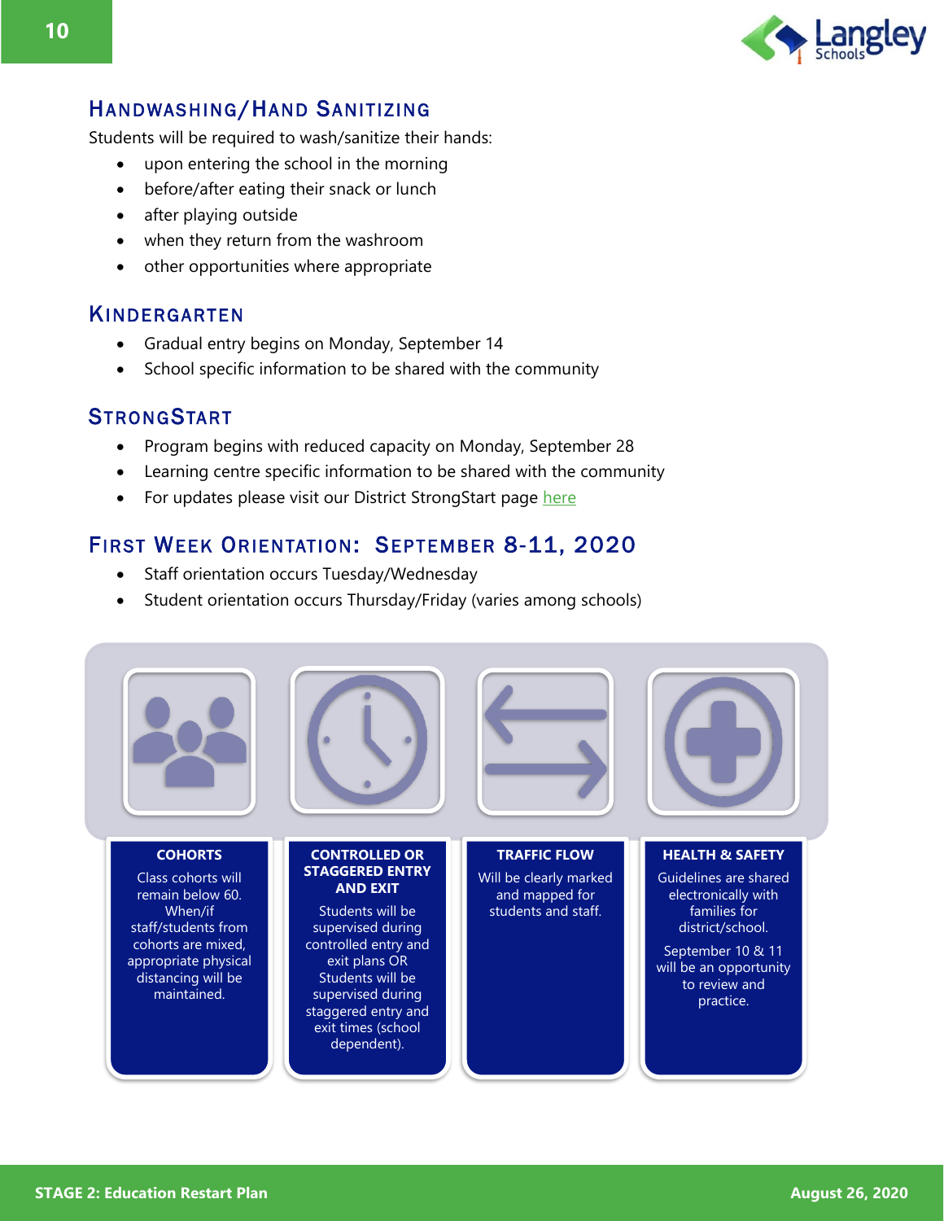## Handwashing/Hand Sanitizing

Students will be required to wash/sanitize their hands:

- upon entering the school in the morning
- before/after eating their snack or lunch
- after playing outside
- when they return from the washroom
- other opportunities where appropriate

## Kindergarten

- Gradual entry begins on Monday, September 14
- School specific information to be shared with the community

## StrongStart

- Program begins with reduced capacity on Monday, September 28
- Learning centre specific information to be shared with the community
- For updates please visit our District StrongStart page here

## First Week Orientation: September 8-11, 2020

- Staff orientation occurs Tuesday/Wednesday
- Student orientation occurs Thursday/Friday (varies among schools)

**COHORTS**

Class cohorts will remain below 60. When/if staff/students from cohorts are mixed, appropriate physical distancing will be maintained.

**CONTROLLED OR STAGGERED ENTRY AND EXIT**

Students will be supervised during controlled entry and exit plans OR Students will be supervised during staggered entry and exit times (school dependent).

**TRAFFIC FLOW**

Will be clearly marked and mapped for students and staff.

**HEALTH & SAFETY**

Guidelines are shared electronically with families for district/school.

September 10 & 11 will be an opportunity to review and practice.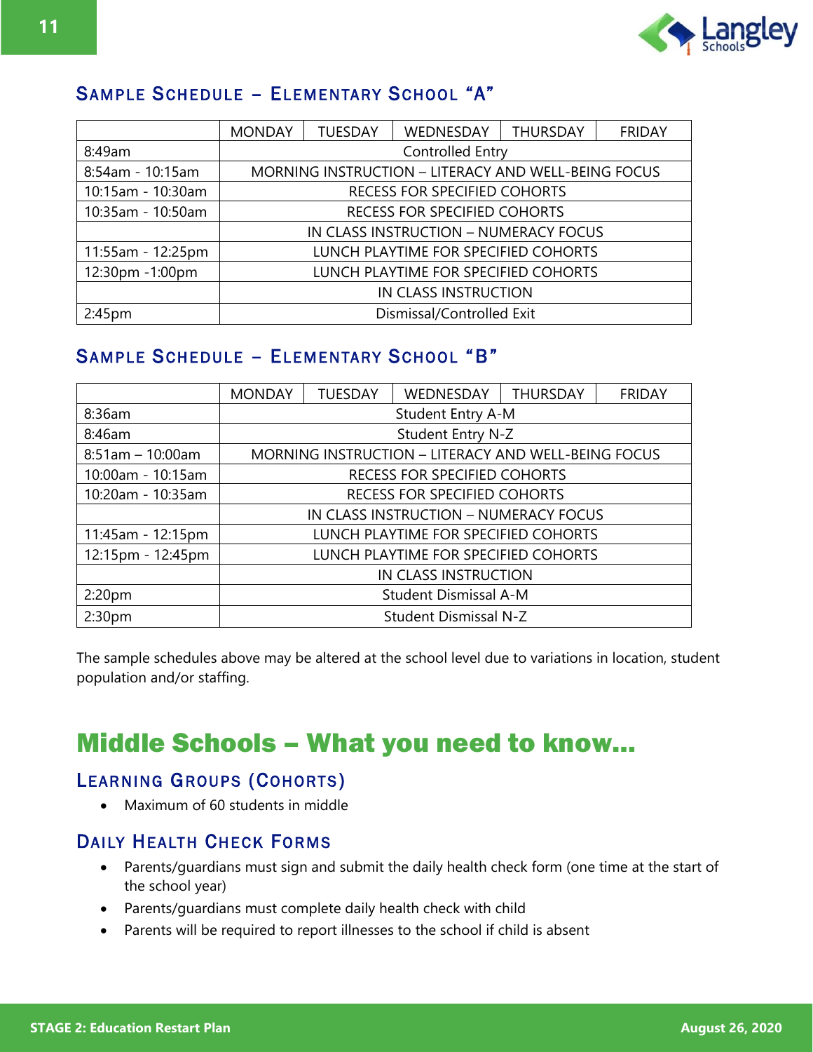## Sample Schedule – Elementary School "A"

| | MONDAY | TUESDAY | WEDNESDAY | THURSDAY | FRIDAY |
|---|---|---|---|---|---|
| 8:49am | Controlled Entry | | | | |
| 8:54am - 10:15am | MORNING INSTRUCTION – LITERACY AND WELL-BEING FOCUS | | | | |
| 10:15am - 10:30am | RECESS FOR SPECIFIED COHORTS | | | | |
| 10:35am - 10:50am | RECESS FOR SPECIFIED COHORTS | | | | |
| | IN CLASS INSTRUCTION – NUMERACY FOCUS | | | | |
| 11:55am - 12:25pm | LUNCH PLAYTIME FOR SPECIFIED COHORTS | | | | |
| 12:30pm -1:00pm | LUNCH PLAYTIME FOR SPECIFIED COHORTS | | | | |
| | IN CLASS INSTRUCTION | | | | |
| 2:45pm | Dismissal/Controlled Exit | | | | |

## Sample Schedule – Elementary School "B"

| | MONDAY | TUESDAY | WEDNESDAY | THURSDAY | FRIDAY |
|---|---|---|---|---|---|
| 8:36am | Student Entry A-M | | | | |
| 8:46am | Student Entry N-Z | | | | |
| 8:51am – 10:00am | MORNING INSTRUCTION – LITERACY AND WELL-BEING FOCUS | | | | |
| 10:00am - 10:15am | RECESS FOR SPECIFIED COHORTS | | | | |
| 10:20am - 10:35am | RECESS FOR SPECIFIED COHORTS | | | | |
| | IN CLASS INSTRUCTION – NUMERACY FOCUS | | | | |
| 11:45am - 12:15pm | LUNCH PLAYTIME FOR SPECIFIED COHORTS | | | | |
| 12:15pm - 12:45pm | LUNCH PLAYTIME FOR SPECIFIED COHORTS | | | | |
| | IN CLASS INSTRUCTION | | | | |
| 2:20pm | Student Dismissal A-M | | | | |
| 2:30pm | Student Dismissal N-Z | | | | |

The sample schedules above may be altered at the school level due to variations in location, student population and/or staffing.

# Middle Schools – What you need to know…

## Learning Groups (Cohorts)

- Maximum of 60 students in middle

## Daily Health Check Forms

- Parents/guardians must sign and submit the daily health check form (one time at the start of the school year)
- Parents/guardians must complete daily health check with child
- Parents will be required to report illnesses to the school if child is absent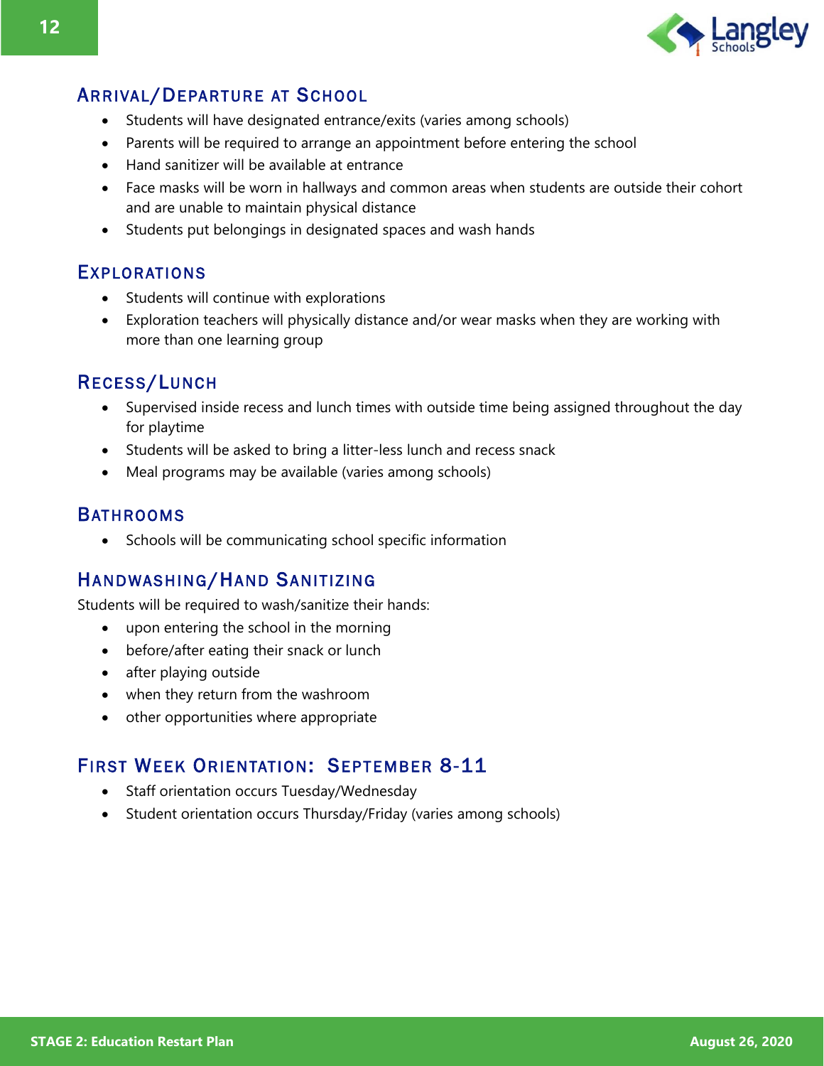## Arrival/Departure at School

- Students will have designated entrance/exits (varies among schools)
- Parents will be required to arrange an appointment before entering the school
- Hand sanitizer will be available at entrance
- Face masks will be worn in hallways and common areas when students are outside their cohort and are unable to maintain physical distance
- Students put belongings in designated spaces and wash hands

## Explorations

- Students will continue with explorations
- Exploration teachers will physically distance and/or wear masks when they are working with more than one learning group

## Recess/Lunch

- Supervised inside recess and lunch times with outside time being assigned throughout the day for playtime
- Students will be asked to bring a litter-less lunch and recess snack
- Meal programs may be available (varies among schools)

## Bathrooms

- Schools will be communicating school specific information

## Handwashing/Hand Sanitizing

Students will be required to wash/sanitize their hands:

- upon entering the school in the morning
- before/after eating their snack or lunch
- after playing outside
- when they return from the washroom
- other opportunities where appropriate

## First Week Orientation: September 8-11

- Staff orientation occurs Tuesday/Wednesday
- Student orientation occurs Thursday/Friday (varies among schools)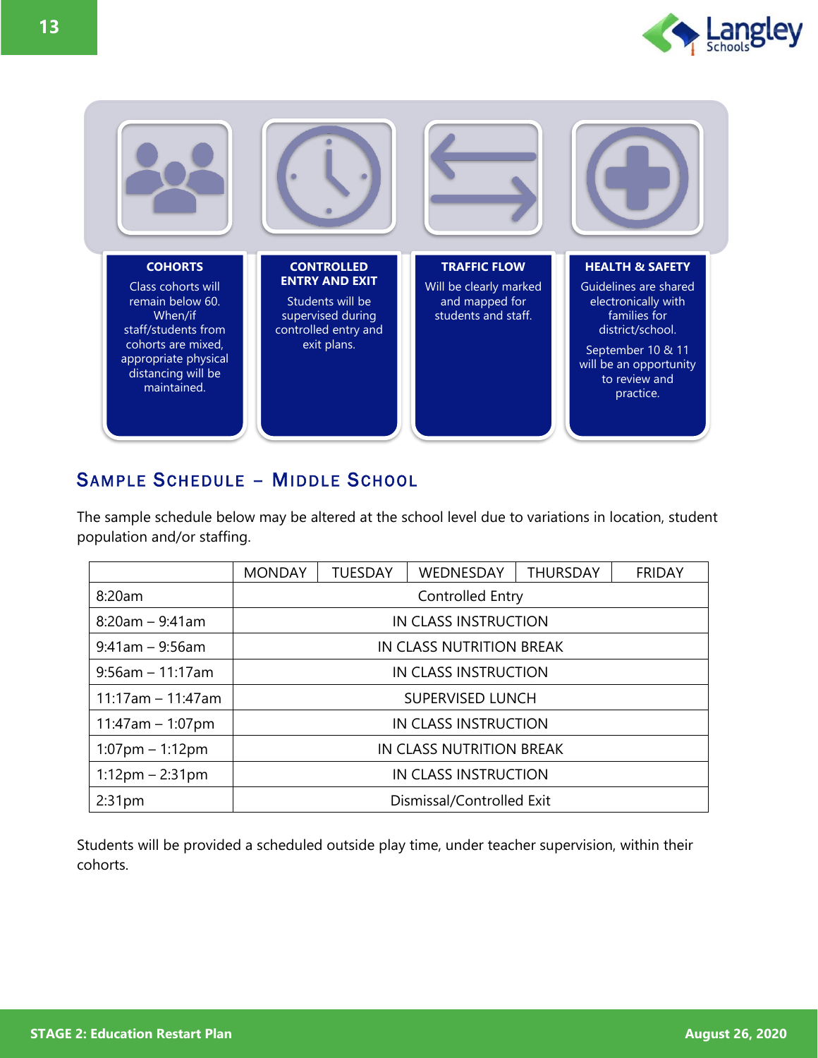**COHORTS**

Class cohorts will remain below 60. When/if staff/students from cohorts are mixed, appropriate physical distancing will be maintained.

**CONTROLLED ENTRY AND EXIT**

Students will be supervised during controlled entry and exit plans.

**TRAFFIC FLOW**

Will be clearly marked and mapped for students and staff.

**HEALTH & SAFETY**

Guidelines are shared electronically with families for district/school.

September 10 & 11 will be an opportunity to review and practice.

## Sample Schedule – Middle School

The sample schedule below may be altered at the school level due to variations in location, student population and/or staffing.

| | MONDAY | TUESDAY | WEDNESDAY | THURSDAY | FRIDAY |
|---|---|---|---|---|---|
| 8:20am | Controlled Entry | | | | |
| 8:20am – 9:41am | IN CLASS INSTRUCTION | | | | |
| 9:41am – 9:56am | IN CLASS NUTRITION BREAK | | | | |
| 9:56am – 11:17am | IN CLASS INSTRUCTION | | | | |
| 11:17am – 11:47am | SUPERVISED LUNCH | | | | |
| 11:47am – 1:07pm | IN CLASS INSTRUCTION | | | | |
| 1:07pm – 1:12pm | IN CLASS NUTRITION BREAK | | | | |
| 1:12pm – 2:31pm | IN CLASS INSTRUCTION | | | | |
| 2:31pm | Dismissal/Controlled Exit | | | | |

Students will be provided a scheduled outside play time, under teacher supervision, within their cohorts.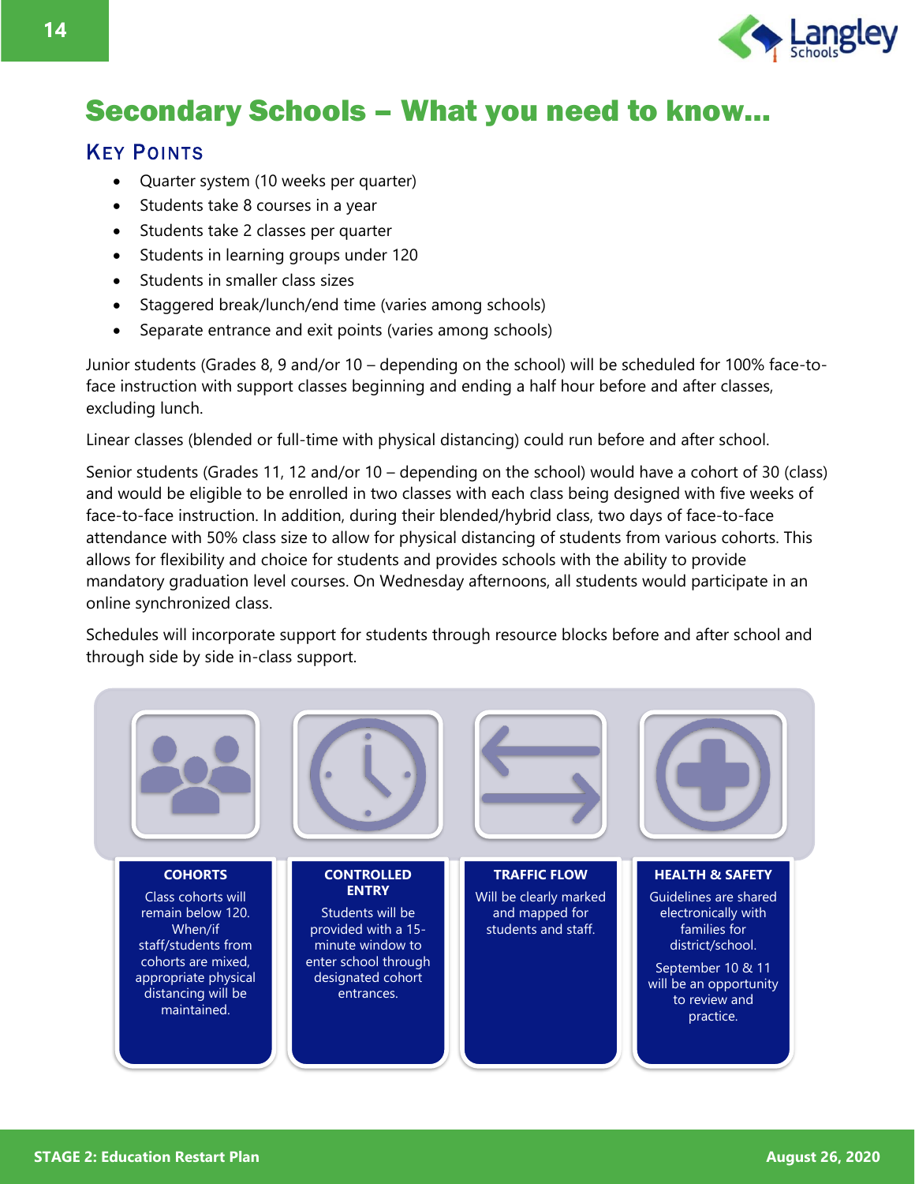# Secondary Schools – What you need to know…

## Key Points

- Quarter system (10 weeks per quarter)
- Students take 8 courses in a year
- Students take 2 classes per quarter
- Students in learning groups under 120
- Students in smaller class sizes
- Staggered break/lunch/end time (varies among schools)
- Separate entrance and exit points (varies among schools)

Junior students (Grades 8, 9 and/or 10 – depending on the school) will be scheduled for 100% face-to-face instruction with support classes beginning and ending a half hour before and after classes, excluding lunch.

Linear classes (blended or full-time with physical distancing) could run before and after school.

Senior students (Grades 11, 12 and/or 10 – depending on the school) would have a cohort of 30 (class) and would be eligible to be enrolled in two classes with each class being designed with five weeks of face-to-face instruction. In addition, during their blended/hybrid class, two days of face-to-face attendance with 50% class size to allow for physical distancing of students from various cohorts. This allows for flexibility and choice for students and provides schools with the ability to provide mandatory graduation level courses. On Wednesday afternoons, all students would participate in an online synchronized class.

Schedules will incorporate support for students through resource blocks before and after school and through side by side in-class support.

**COHORTS**

Class cohorts will remain below 120. When/if staff/students from cohorts are mixed, appropriate physical distancing will be maintained.

**CONTROLLED ENTRY**

Students will be provided with a 15-minute window to enter school through designated cohort entrances.

**TRAFFIC FLOW**

Will be clearly marked and mapped for students and staff.

**HEALTH & SAFETY**

Guidelines are shared electronically with families for district/school.

September 10 & 11 will be an opportunity to review and practice.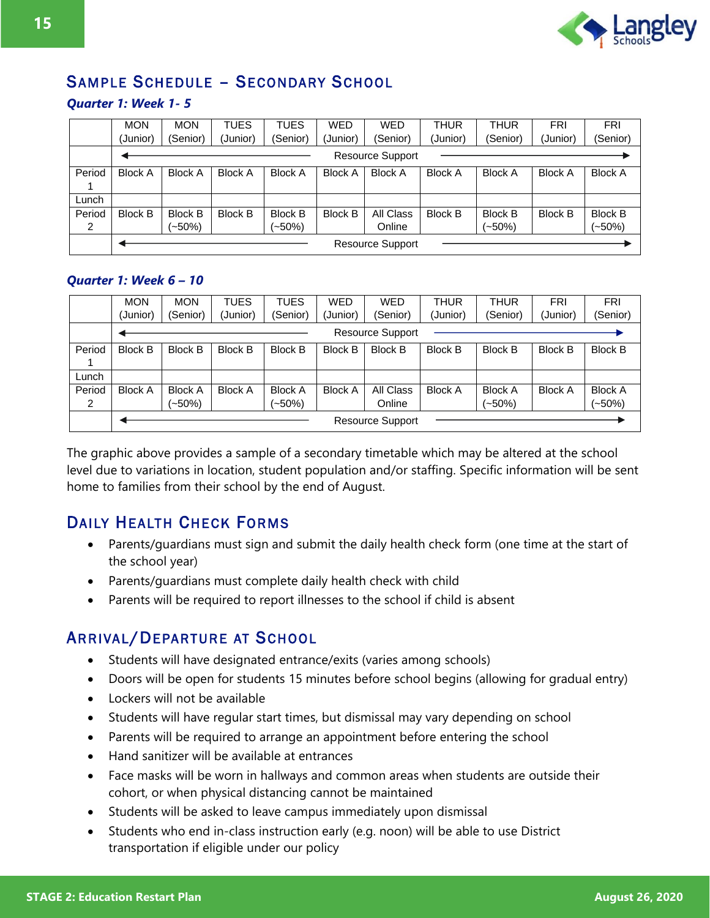## Sample Schedule – Secondary School

### *Quarter 1: Week 1- 5*

| | MON (Junior) | MON (Senior) | TUES (Junior) | TUES (Senior) | WED (Junior) | WED (Senior) | THUR (Junior) | THUR (Senior) | FRI (Junior) | FRI (Senior) |
|---|---|---|---|---|---|---|---|---|---|---|
| | ← Resource Support → | | | | | | | | | |
| Period 1 | Block A | Block A | Block A | Block A | Block A | Block A | Block A | Block A | Block A | Block A |
| Lunch | | | | | | | | | | |
| Period 2 | Block B | Block B (~50%) | Block B | Block B (~50%) | Block B | All Class Online | Block B | Block B (~50%) | Block B | Block B (~50%) |
| | ← Resource Support → | | | | | | | | | |

### *Quarter 1: Week 6 – 10*

| | MON (Junior) | MON (Senior) | TUES (Junior) | TUES (Senior) | WED (Junior) | WED (Senior) | THUR (Junior) | THUR (Senior) | FRI (Junior) | FRI (Senior) |
|---|---|---|---|---|---|---|---|---|---|---|
| | ← Resource Support → | | | | | | | | | |
| Period 1 | Block B | Block B | Block B | Block B | Block B | Block B | Block B | Block B | Block B | Block B |
| Lunch | | | | | | | | | | |
| Period 2 | Block A | Block A (~50%) | Block A | Block A (~50%) | Block A | All Class Online | Block A | Block A (~50%) | Block A | Block A (~50%) |
| | ← Resource Support → | | | | | | | | | |

The graphic above provides a sample of a secondary timetable which may be altered at the school level due to variations in location, student population and/or staffing. Specific information will be sent home to families from their school by the end of August.

## Daily Health Check Forms

- Parents/guardians must sign and submit the daily health check form (one time at the start of the school year)
- Parents/guardians must complete daily health check with child
- Parents will be required to report illnesses to the school if child is absent

## Arrival/Departure at School

- Students will have designated entrance/exits (varies among schools)
- Doors will be open for students 15 minutes before school begins (allowing for gradual entry)
- Lockers will not be available
- Students will have regular start times, but dismissal may vary depending on school
- Parents will be required to arrange an appointment before entering the school
- Hand sanitizer will be available at entrances
- Face masks will be worn in hallways and common areas when students are outside their cohort, or when physical distancing cannot be maintained
- Students will be asked to leave campus immediately upon dismissal
- Students who end in-class instruction early (e.g. noon) will be able to use District transportation if eligible under our policy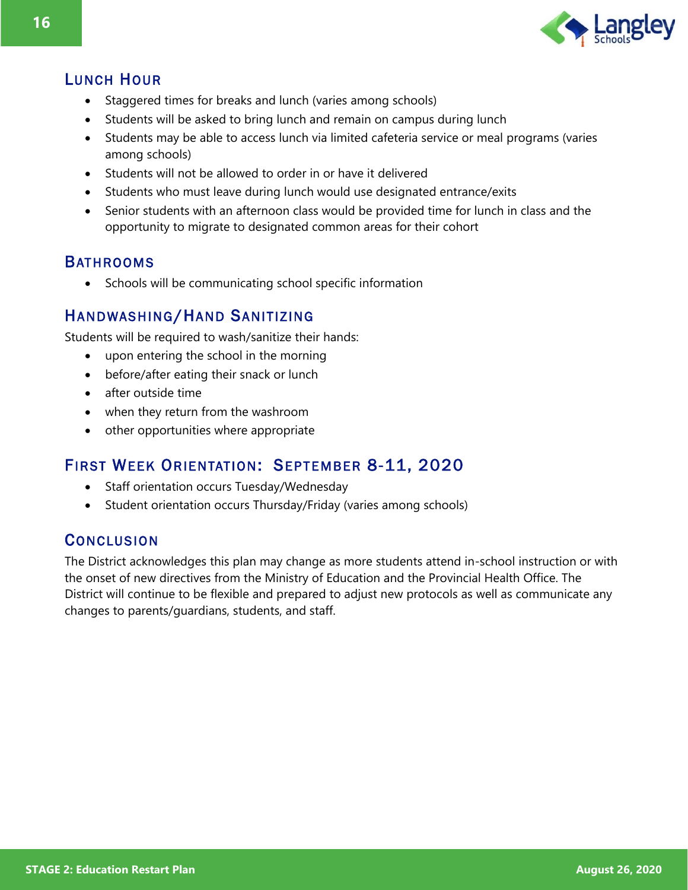## Lunch Hour

- Staggered times for breaks and lunch (varies among schools)
- Students will be asked to bring lunch and remain on campus during lunch
- Students may be able to access lunch via limited cafeteria service or meal programs (varies among schools)
- Students will not be allowed to order in or have it delivered
- Students who must leave during lunch would use designated entrance/exits
- Senior students with an afternoon class would be provided time for lunch in class and the opportunity to migrate to designated common areas for their cohort

## Bathrooms

- Schools will be communicating school specific information

## Handwashing/Hand Sanitizing

Students will be required to wash/sanitize their hands:

- upon entering the school in the morning
- before/after eating their snack or lunch
- after outside time
- when they return from the washroom
- other opportunities where appropriate

## First Week Orientation: September 8-11, 2020

- Staff orientation occurs Tuesday/Wednesday
- Student orientation occurs Thursday/Friday (varies among schools)

## Conclusion

The District acknowledges this plan may change as more students attend in-school instruction or with the onset of new directives from the Ministry of Education and the Provincial Health Office. The District will continue to be flexible and prepared to adjust new protocols as well as communicate any changes to parents/guardians, students, and staff.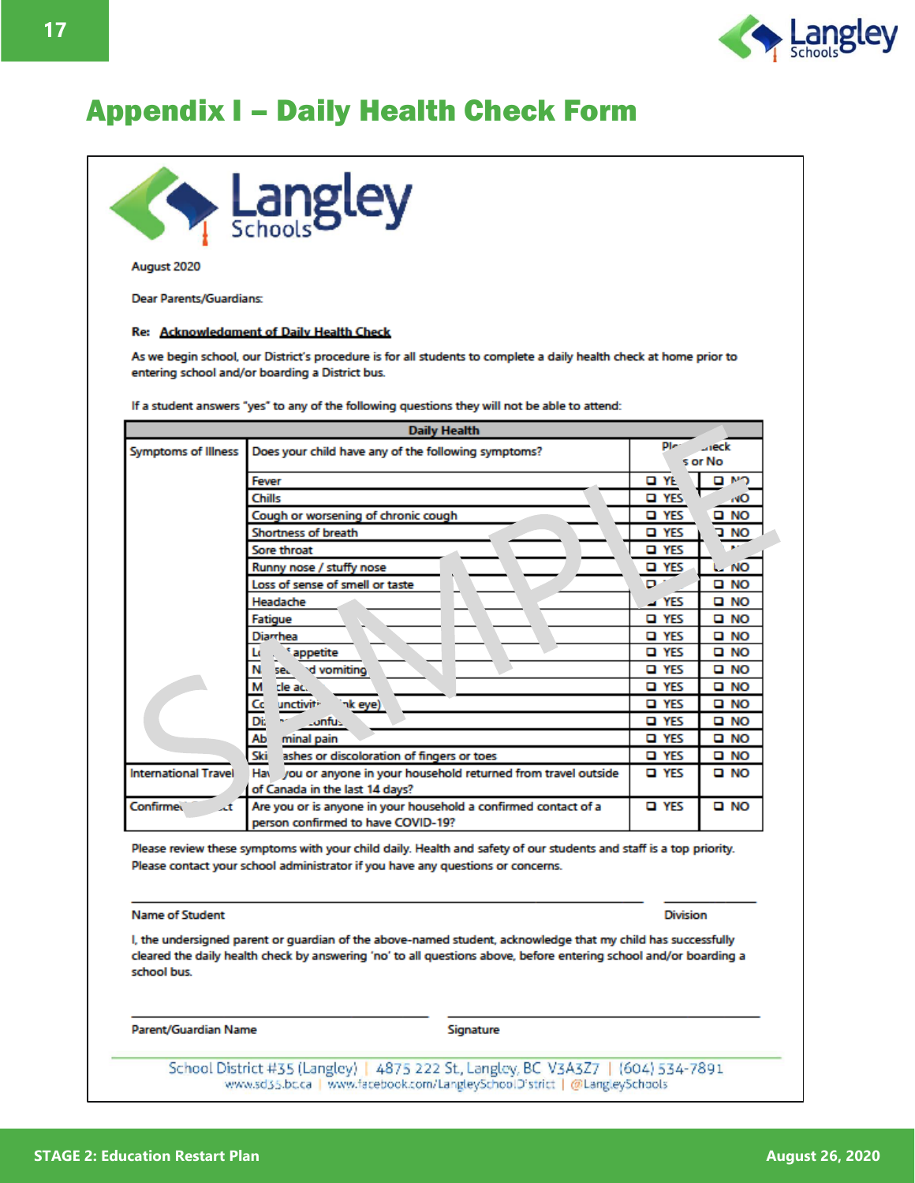# Appendix I – Daily Health Check Form

Langley Schools

August 2020

Dear Parents/Guardians:

**Re: Acknowledgment of Daily Health Check**

As we begin school, our District's procedure is for all students to complete a daily health check at home prior to entering school and/or boarding a District bus.

If a student answers "yes" to any of the following questions they will not be able to attend:

| Daily Health | | | |
|---|---|---|---|
| Symptoms of Illness | Does your child have any of the following symptoms? | Please check Yes or No | |
| | Fever | ☐ YES | ☐ NO |
| | Chills | ☐ YES | ☐ NO |
| | Cough or worsening of chronic cough | ☐ YES | ☐ NO |
| | Shortness of breath | ☐ YES | ☐ NO |
| | Sore throat | ☐ YES | ☐ NO |
| | Runny nose / stuffy nose | ☐ YES | ☐ NO |
| | Loss of sense of smell or taste | ☐ YES | ☐ NO |
| | Headache | ☐ YES | ☐ NO |
| | Fatigue | ☐ YES | ☐ NO |
| | Diarrhea | ☐ YES | ☐ NO |
| | Loss of appetite | ☐ YES | ☐ NO |
| | Nausea and vomiting | ☐ YES | ☐ NO |
| | Muscle aches | ☐ YES | ☐ NO |
| | Conjunctivitis (pink eye) | ☐ YES | ☐ NO |
| | Dizziness, confusion | ☐ YES | ☐ NO |
| | Abdominal pain | ☐ YES | ☐ NO |
| | Skin rashes or discoloration of fingers or toes | ☐ YES | ☐ NO |
| International Travel | Have you or anyone in your household returned from travel outside of Canada in the last 14 days? | ☐ YES | ☐ NO |
| Confirmed Contact | Are you or is anyone in your household a confirmed contact of a person confirmed to have COVID-19? | ☐ YES | ☐ NO |

Please review these symptoms with your child daily. Health and safety of our students and staff is a top priority. Please contact your school administrator if you have any questions or concerns.

Name of Student &nbsp;&nbsp;&nbsp;&nbsp;&nbsp;&nbsp;&nbsp;&nbsp;&nbsp;&nbsp;&nbsp;&nbsp;&nbsp;&nbsp;&nbsp;&nbsp;&nbsp;&nbsp;&nbsp;&nbsp; Division

I, the undersigned parent or guardian of the above-named student, acknowledge that my child has successfully cleared the daily health check by answering 'no' to all questions above, before entering school and/or boarding a school bus.

Parent/Guardian Name &nbsp;&nbsp;&nbsp;&nbsp;&nbsp;&nbsp;&nbsp;&nbsp;&nbsp;&nbsp;&nbsp;&nbsp;&nbsp;&nbsp;&nbsp;&nbsp;&nbsp;&nbsp;&nbsp;&nbsp; Signature

School District #35 (Langley) | 4875 222 St, Langley, BC V3A3Z7 | (604) 534-7891
www.sd35.bc.ca | www.facebook.com/LangleySchoolDistrict | @LangleySchools